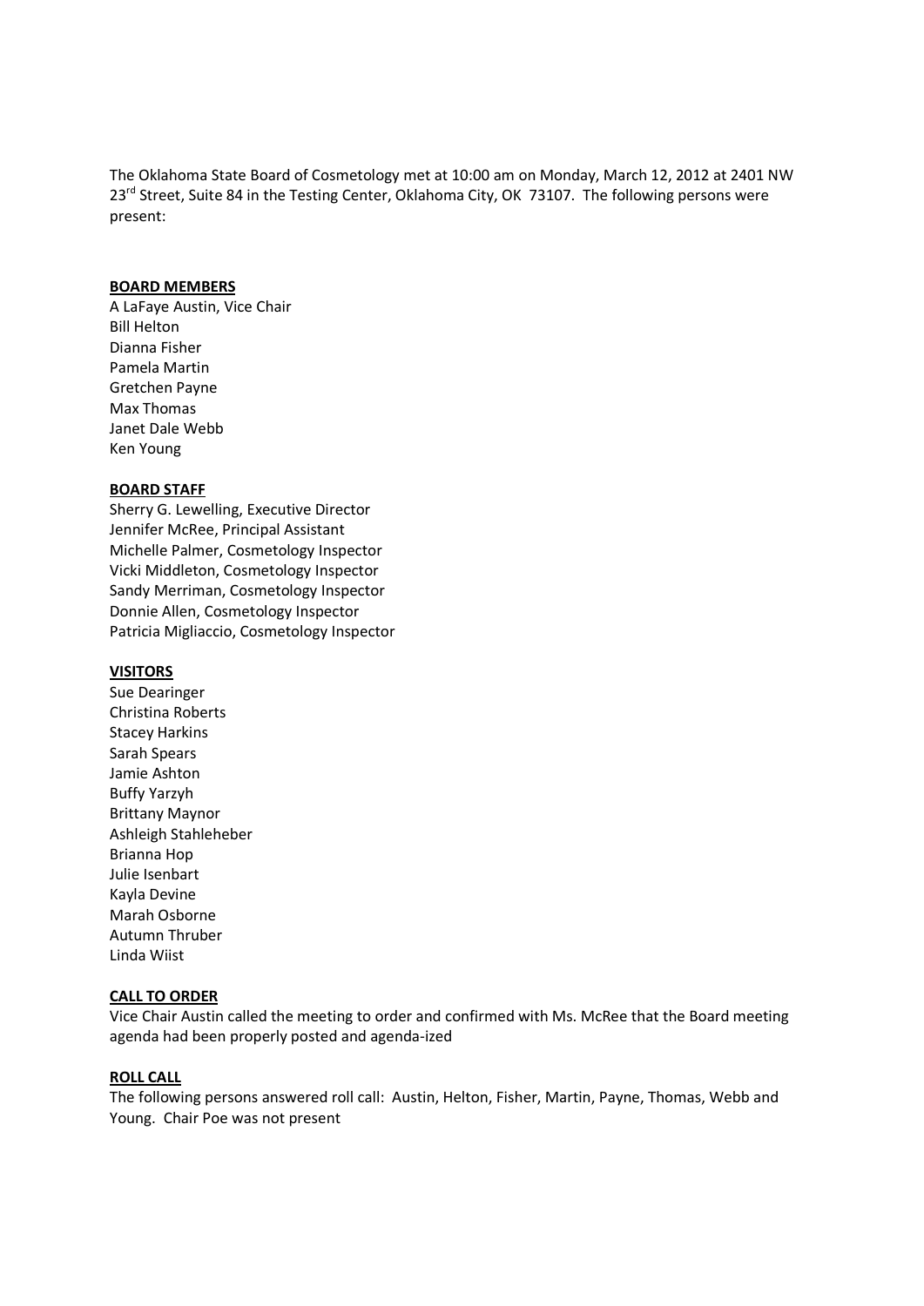The Oklahoma State Board of Cosmetology met at 10:00 am on Monday, March 12, 2012 at 2401 NW 23rd Street, Suite 84 in the Testing Center, Oklahoma City, OK 73107. The following persons were present:

**BOARD MEMBERS**

A LaFaye Austin, Vice Chair
Bill Helton
Dianna Fisher
Pamela Martin
Gretchen Payne
Max Thomas
Janet Dale Webb
Ken Young

**BOARD STAFF**

Sherry G. Lewelling, Executive Director
Jennifer McRee, Principal Assistant
Michelle Palmer, Cosmetology Inspector
Vicki Middleton, Cosmetology Inspector
Sandy Merriman, Cosmetology Inspector
Donnie Allen, Cosmetology Inspector
Patricia Migliaccio, Cosmetology Inspector

**VISITORS**

Sue Dearinger
Christina Roberts
Stacey Harkins
Sarah Spears
Jamie Ashton
Buffy Yarzyh
Brittany Maynor
Ashleigh Stahleheber
Brianna Hop
Julie Isenbart
Kayla Devine
Marah Osborne
Autumn Thruber
Linda Wiist

**CALL TO ORDER**

Vice Chair Austin called the meeting to order and confirmed with Ms. McRee that the Board meeting agenda had been properly posted and agenda-ized

**ROLL CALL**

The following persons answered roll call: Austin, Helton, Fisher, Martin, Payne, Thomas, Webb and Young. Chair Poe was not present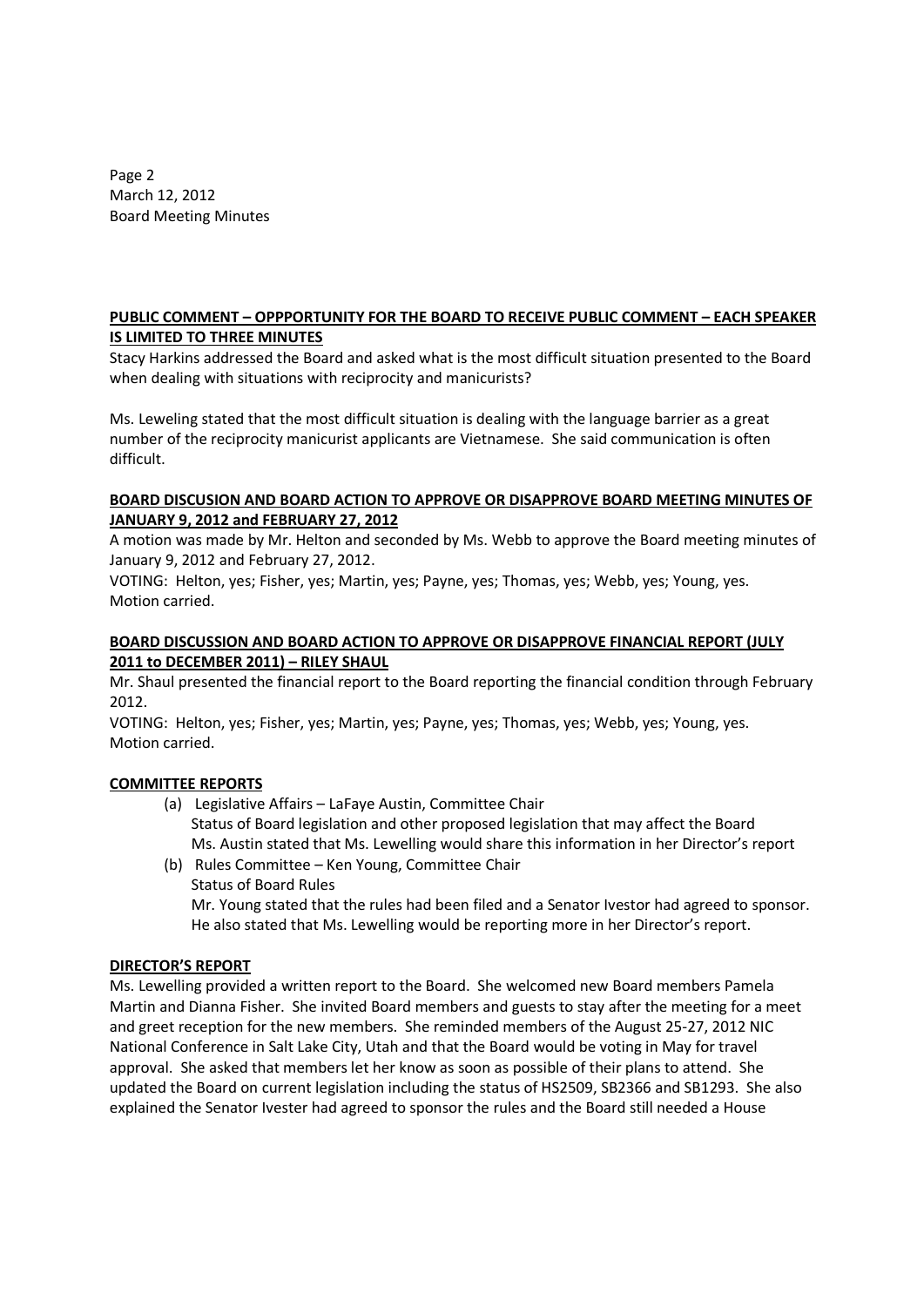**PUBLIC COMMENT – OPPPORTUNITY FOR THE BOARD TO RECEIVE PUBLIC COMMENT – EACH SPEAKER IS LIMITED TO THREE MINUTES**

Stacy Harkins addressed the Board and asked what is the most difficult situation presented to the Board when dealing with situations with reciprocity and manicurists?

Ms. Leweling stated that the most difficult situation is dealing with the language barrier as a great number of the reciprocity manicurist applicants are Vietnamese. She said communication is often difficult.

**BOARD DISCUSION AND BOARD ACTION TO APPROVE OR DISAPPROVE BOARD MEETING MINUTES OF JANUARY 9, 2012 and FEBRUARY 27, 2012**

A motion was made by Mr. Helton and seconded by Ms. Webb to approve the Board meeting minutes of January 9, 2012 and February 27, 2012.

VOTING: Helton, yes; Fisher, yes; Martin, yes; Payne, yes; Thomas, yes; Webb, yes; Young, yes.
Motion carried.

**BOARD DISCUSSION AND BOARD ACTION TO APPROVE OR DISAPPROVE FINANCIAL REPORT (JULY 2011 to DECEMBER 2011) – RILEY SHAUL**

Mr. Shaul presented the financial report to the Board reporting the financial condition through February 2012.

VOTING: Helton, yes; Fisher, yes; Martin, yes; Payne, yes; Thomas, yes; Webb, yes; Young, yes.
Motion carried.

**COMMITTEE REPORTS**

(a) Legislative Affairs – LaFaye Austin, Committee Chair
Status of Board legislation and other proposed legislation that may affect the Board
Ms. Austin stated that Ms. Lewelling would share this information in her Director's report

(b) Rules Committee – Ken Young, Committee Chair
Status of Board Rules
Mr. Young stated that the rules had been filed and a Senator Ivestor had agreed to sponsor. He also stated that Ms. Lewelling would be reporting more in her Director's report.

**DIRECTOR'S REPORT**

Ms. Lewelling provided a written report to the Board. She welcomed new Board members Pamela Martin and Dianna Fisher. She invited Board members and guests to stay after the meeting for a meet and greet reception for the new members. She reminded members of the August 25-27, 2012 NIC National Conference in Salt Lake City, Utah and that the Board would be voting in May for travel approval. She asked that members let her know as soon as possible of their plans to attend. She updated the Board on current legislation including the status of HS2509, SB2366 and SB1293. She also explained the Senator Ivester had agreed to sponsor the rules and the Board still needed a House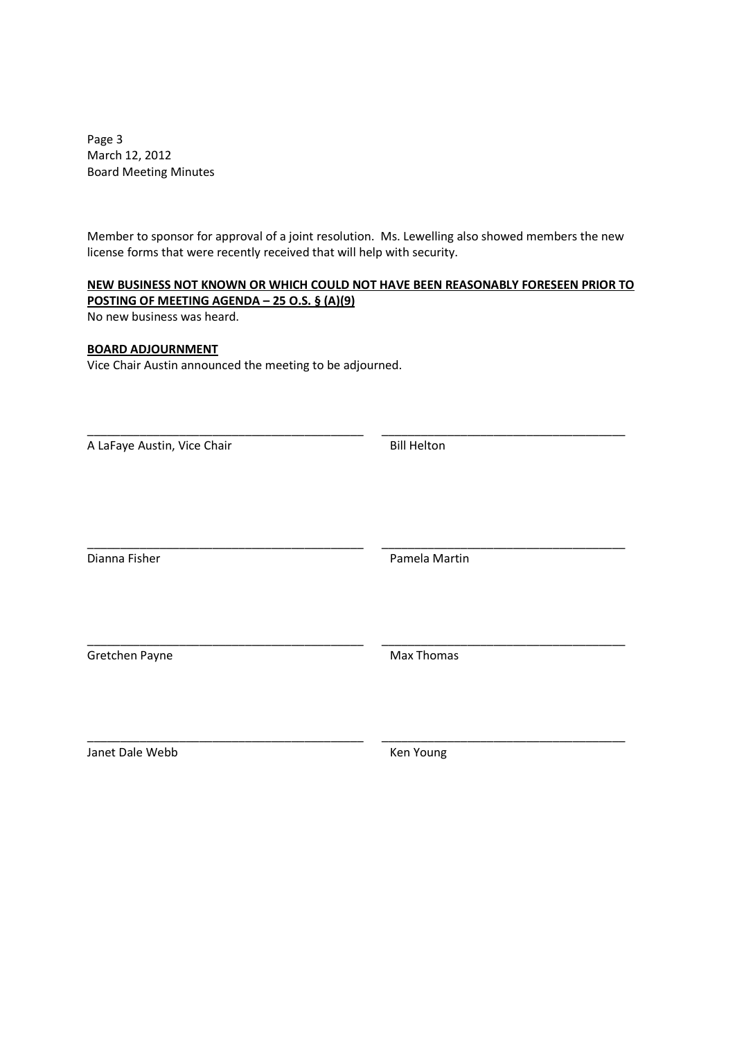Member to sponsor for approval of a joint resolution.  Ms. Lewelling also showed members the new license forms that were recently received that will help with security.

**NEW BUSINESS NOT KNOWN OR WHICH COULD NOT HAVE BEEN REASONABLY FORESEEN PRIOR TO POSTING OF MEETING AGENDA – 25 O.S. § (A)(9)**

No new business was heard.

**BOARD ADJOURNMENT**

Vice Chair Austin announced the meeting to be adjourned.

| | |
|---|---|
| ___________________________________ | ___________________________________ |
| A LaFaye Austin, Vice Chair | Bill Helton |
| ___________________________________ | ___________________________________ |
| Dianna Fisher | Pamela Martin |
| ___________________________________ | ___________________________________ |
| Gretchen Payne | Max Thomas |
| ___________________________________ | ___________________________________ |
| Janet Dale Webb | Ken Young |